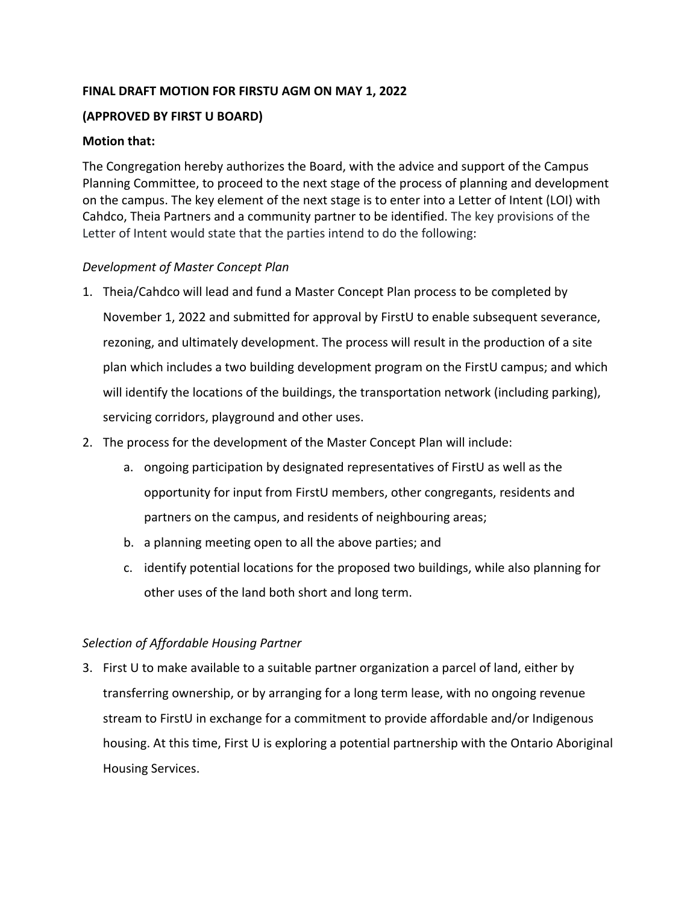**FINAL DRAFT MOTION FOR FIRSTU AGM ON MAY 1, 2022**

**(APPROVED BY FIRST U BOARD)**

**Motion that:**

The Congregation hereby authorizes the Board, with the advice and support of the Campus Planning Committee, to proceed to the next stage of the process of planning and development on the campus. The key element of the next stage is to enter into a Letter of Intent (LOI) with Cahdco, Theia Partners and a community partner to be identified. The key provisions of the Letter of Intent would state that the parties intend to do the following:

*Development of Master Concept Plan*

1. Theia/Cahdco will lead and fund a Master Concept Plan process to be completed by November 1, 2022 and submitted for approval by FirstU to enable subsequent severance, rezoning, and ultimately development. The process will result in the production of a site plan which includes a two building development program on the FirstU campus; and which will identify the locations of the buildings, the transportation network (including parking), servicing corridors, playground and other uses.
2. The process for the development of the Master Concept Plan will include:
   a. ongoing participation by designated representatives of FirstU as well as the opportunity for input from FirstU members, other congregants, residents and partners on the campus, and residents of neighbouring areas;
   b. a planning meeting open to all the above parties; and
   c. identify potential locations for the proposed two buildings, while also planning for other uses of the land both short and long term.

*Selection of Affordable Housing Partner*

3. First U to make available to a suitable partner organization a parcel of land, either by transferring ownership, or by arranging for a long term lease, with no ongoing revenue stream to FirstU in exchange for a commitment to provide affordable and/or Indigenous housing. At this time, First U is exploring a potential partnership with the Ontario Aboriginal Housing Services.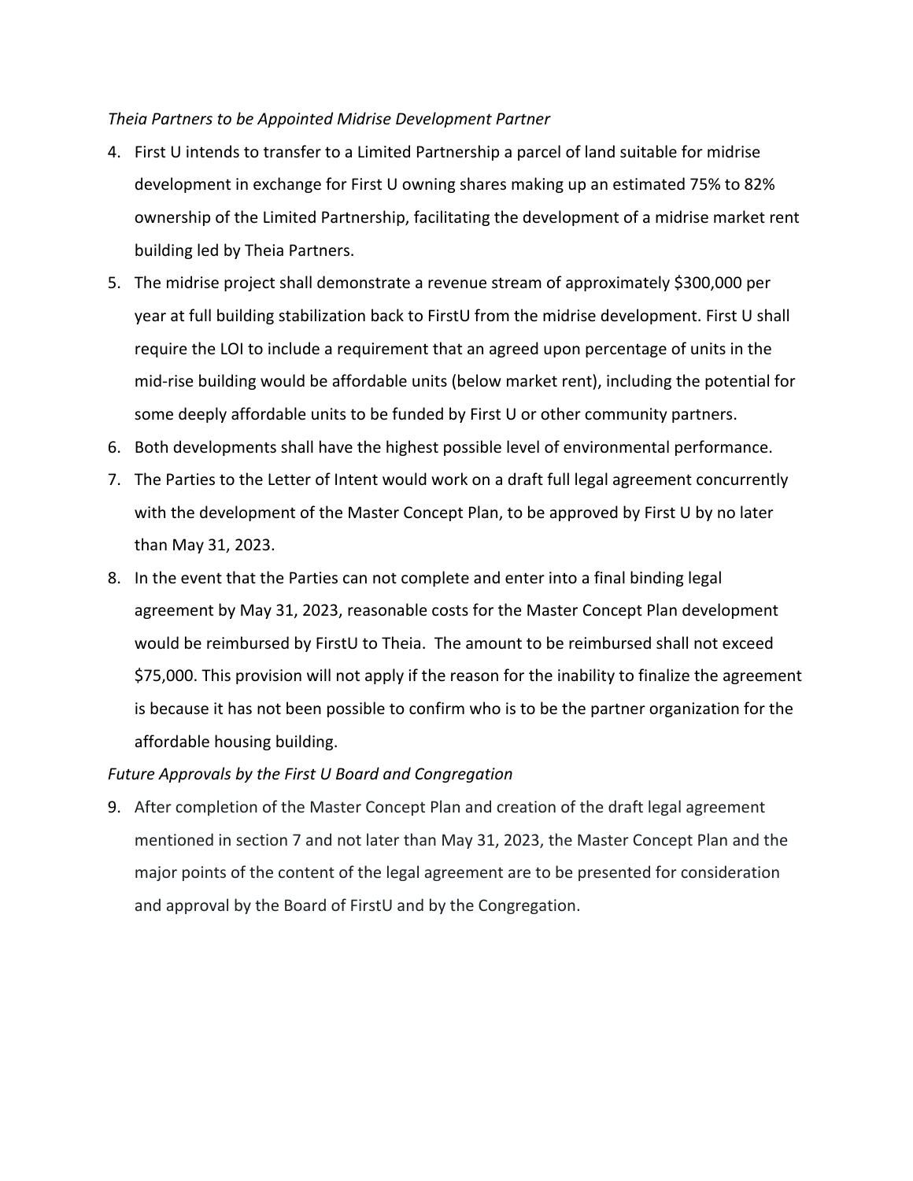*Theia Partners to be Appointed Midrise Development Partner*

4. First U intends to transfer to a Limited Partnership a parcel of land suitable for midrise development in exchange for First U owning shares making up an estimated 75% to 82% ownership of the Limited Partnership, facilitating the development of a midrise market rent building led by Theia Partners.
5. The midrise project shall demonstrate a revenue stream of approximately $300,000 per year at full building stabilization back to FirstU from the midrise development. First U shall require the LOI to include a requirement that an agreed upon percentage of units in the mid-rise building would be affordable units (below market rent), including the potential for some deeply affordable units to be funded by First U or other community partners.
6. Both developments shall have the highest possible level of environmental performance.
7. The Parties to the Letter of Intent would work on a draft full legal agreement concurrently with the development of the Master Concept Plan, to be approved by First U by no later than May 31, 2023.
8. In the event that the Parties can not complete and enter into a final binding legal agreement by May 31, 2023, reasonable costs for the Master Concept Plan development would be reimbursed by FirstU to Theia. The amount to be reimbursed shall not exceed $75,000. This provision will not apply if the reason for the inability to finalize the agreement is because it has not been possible to confirm who is to be the partner organization for the affordable housing building.

*Future Approvals by the First U Board and Congregation*

9. After completion of the Master Concept Plan and creation of the draft legal agreement mentioned in section 7 and not later than May 31, 2023, the Master Concept Plan and the major points of the content of the legal agreement are to be presented for consideration and approval by the Board of FirstU and by the Congregation.